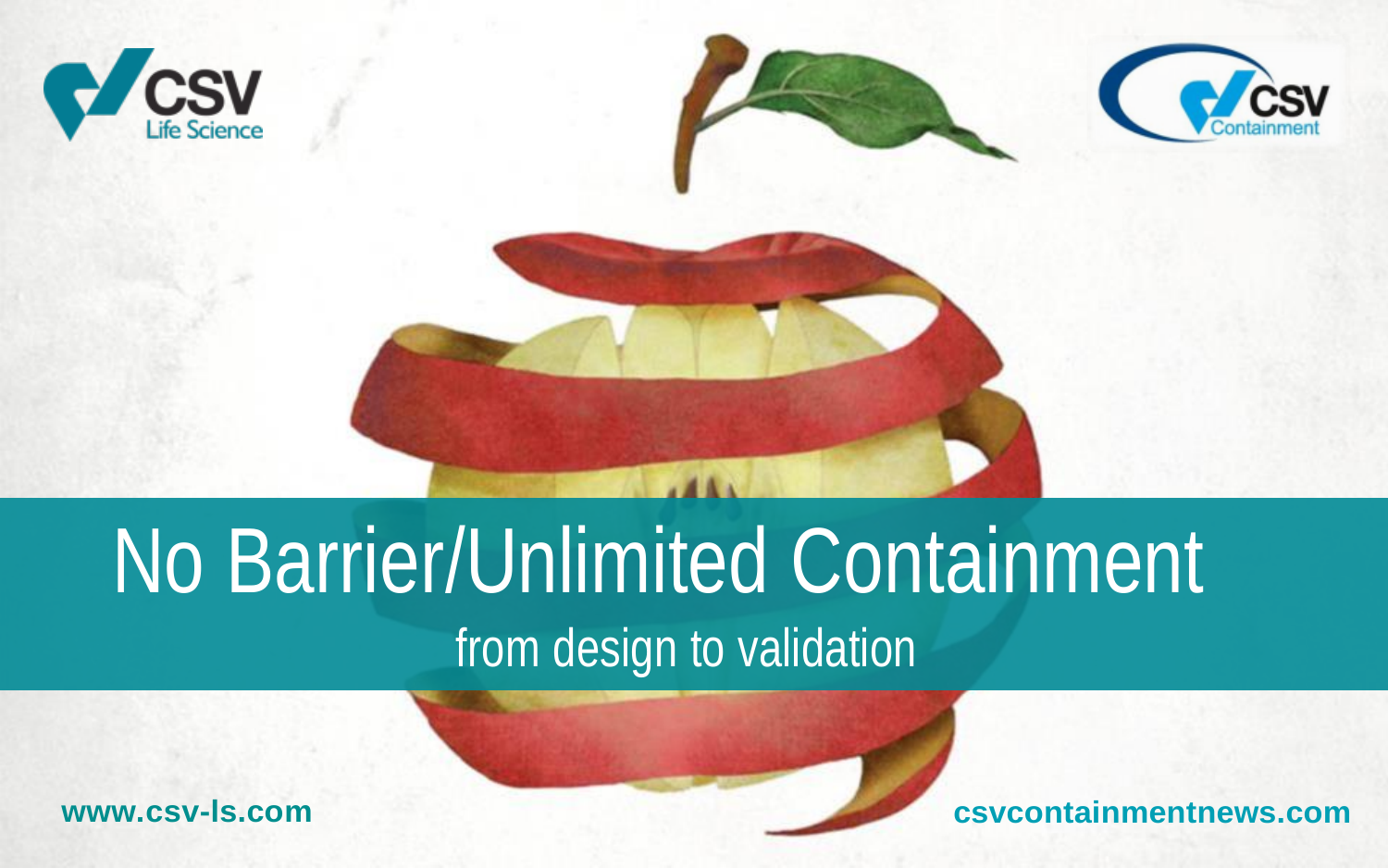# No Barrier/Unlimited Containment

## from design to validation

www.csv-ls.com

csvcontainmentnews.com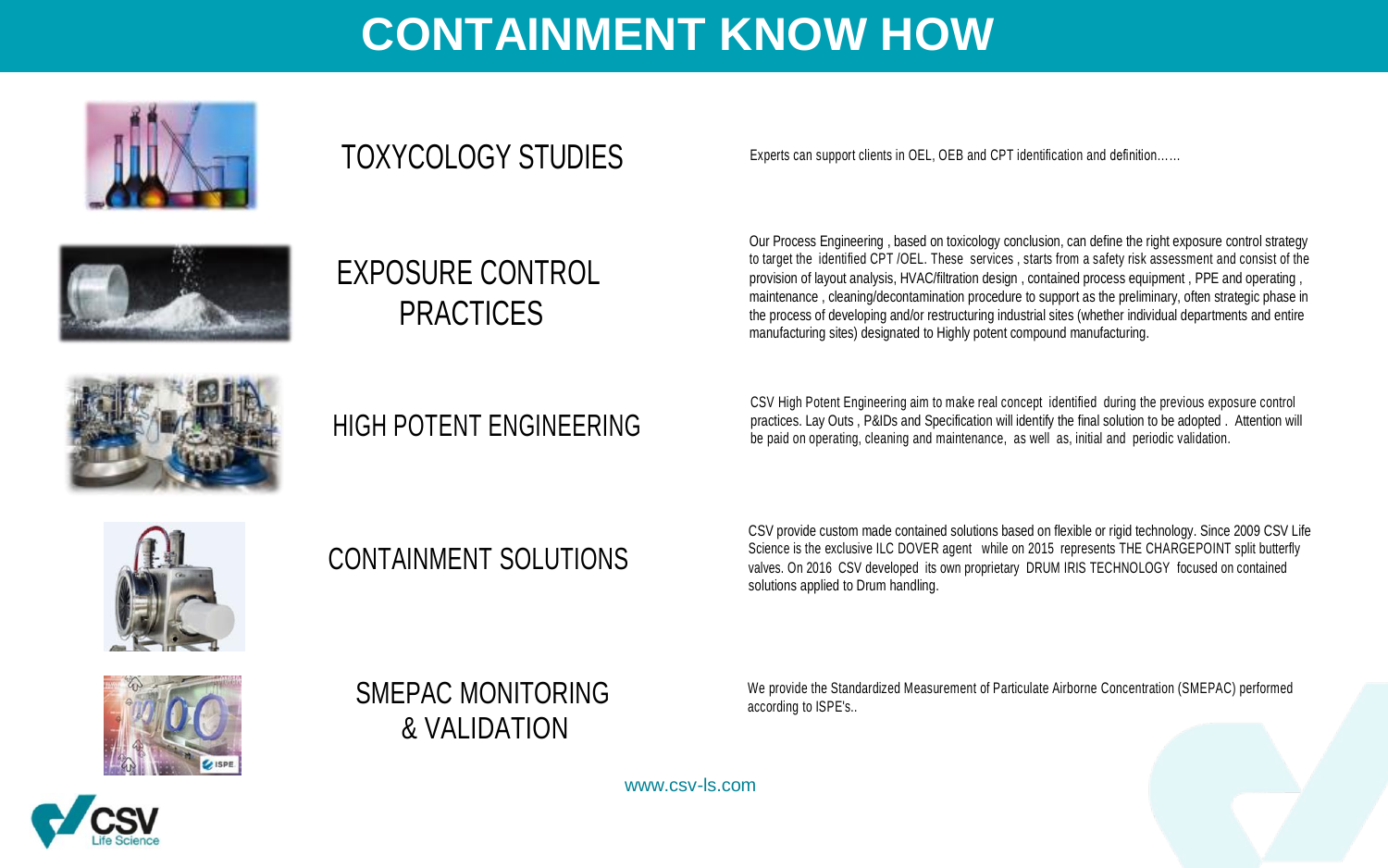# CONTAINMENT KNOW HOW

## TOXYCOLOGY STUDIES

Experts can support clients in OEL, OEB and CPT identification and definition……

## EXPOSURE CONTROL PRACTICES

Our Process Engineering , based on toxicology conclusion, can define the right exposure control strategy to target the identified CPT /OEL. These services , starts from a safety risk assessment and consist of the provision of layout analysis, HVAC/filtration design , contained process equipment , PPE and operating , maintenance , cleaning/decontamination procedure to support as the preliminary, often strategic phase in the process of developing and/or restructuring industrial sites (whether individual departments and entire manufacturing sites) designated to Highly potent compound manufacturing.

## HIGH POTENT ENGINEERING

CSV High Potent Engineering aim to make real concept identified during the previous exposure control practices. Lay Outs , P&IDs and Specification will identify the final solution to be adopted . Attention will be paid on operating, cleaning and maintenance, as well as, initial and periodic validation.

## CONTAINMENT SOLUTIONS

CSV provide custom made contained solutions based on flexible or rigid technology. Since 2009 CSV Life Science is the exclusive ILC DOVER agent while on 2015 represents THE CHARGEPOINT split butterfly valves. On 2016 CSV developed its own proprietary DRUM IRIS TECHNOLOGY focused on contained solutions applied to Drum handling.

## SMEPAC MONITORING & VALIDATION

We provide the Standardized Measurement of Particulate Airborne Concentration (SMEPAC) performed according to ISPE's..

www.csv-ls.com

CSV Life Science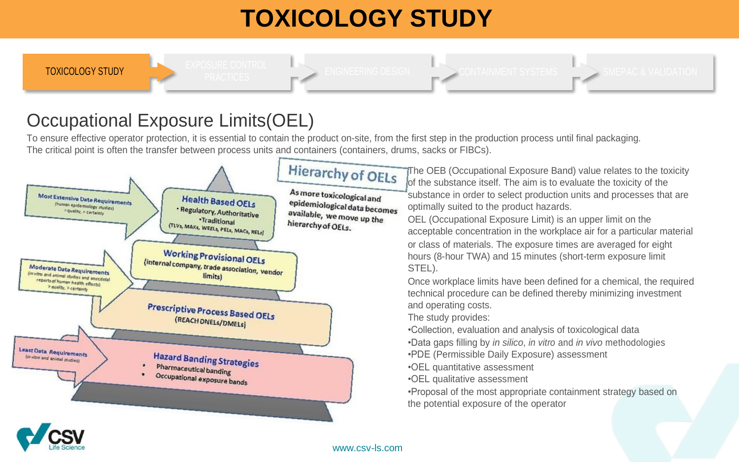# TOXICOLOGY STUDY

TOXICOLOGY STUDY → EXPOSURE CONTROL PRACTICES → ENGINEERING DESIGN → CONTAINMENT SYSTEMS → SMEPAC & VALIDATION

## Occupational Exposure Limits(OEL)

To ensure effective operator protection, it is essential to contain the product on-site, from the first step in the production process until final packaging. The critical point is often the transfer between process units and containers (containers, drums, sacks or FIBCs).

**Hierarchy of OELs**

As more toxicological and epidemiological data becomes available, we move up the hierarchy of OELs.

- **Most Extensive Data Requirements** (human epidemiology studies) > quality, > certainty
  - **Health Based OELs**
    - Regulatory, Authoritative
    - Traditional
    - (TLVs, MAKs, WEELs, PELs, MACs, RELs)
  - **Working Provisional OELs** (internal company, trade association, vendor limits)
- **Moderate Data Requirements** (in vitro and animal studies and anecdotal reports of human health effects) > quality, > certainty
  - **Prescriptive Process Based OELs** (REACH DNELs/DMELs)
- **Least Data Requirements** (in vitro and animal studies)
  - **Hazard Banding Strategies**
    - Pharmaceutical banding
    - Occupational exposure bands

The OEB (Occupational Exposure Band) value relates to the toxicity of the substance itself. The aim is to evaluate the toxicity of the substance in order to select production units and processes that are optimally suited to the product hazards.

OEL (Occupational Exposure Limit) is an upper limit on the acceptable concentration in the workplace air for a particular material or class of materials. The exposure times are averaged for eight hours (8-hour TWA) and 15 minutes (short-term exposure limit STEL).

Once workplace limits have been defined for a chemical, the required technical procedure can be defined thereby minimizing investment and operating costs.

The study provides:

- Collection, evaluation and analysis of toxicological data
- Data gaps filling by *in silico*, *in vitro* and *in vivo* methodologies
- PDE (Permissible Daily Exposure) assessment
- OEL quantitative assessment
- OEL qualitative assessment
- Proposal of the most appropriate containment strategy based on the potential exposure of the operator

www.csv-ls.com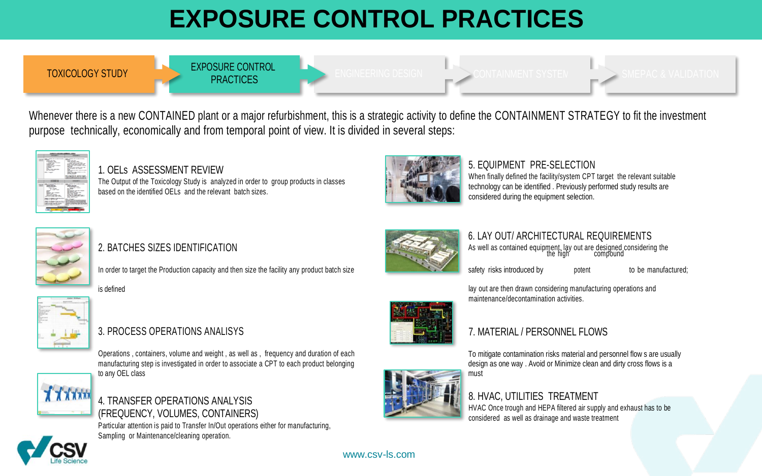# EXPOSURE CONTROL PRACTICES

TOXICOLOGY STUDY → EXPOSURE CONTROL PRACTICES → ENGINEERING DESIGN → CONTAINMENT SYSTEM → SMEPAC & VALIDATION

Whenever there is a new CONTAINED plant or a major refurbishment, this is a strategic activity to define the CONTAINMENT STRATEGY to fit the investment purpose technically, economically and from temporal point of view. It is divided in several steps:

### 1. OELs ASSESSMENT REVIEW

The Output of the Toxicology Study is analyzed in order to group products in classes based on the identified OELs and the relevant batch sizes.

### 2. BATCHES SIZES IDENTIFICATION

In order to target the Production capacity and then size the facility any product batch size is defined

### 3. PROCESS OPERATIONS ANALISYS

Operations , containers, volume and weight , as well as , frequency and duration of each manufacturing step is investigated in order to associate a CPT to each product belonging to any OEL class

### 4. TRANSFER OPERATIONS ANALYSIS (FREQUENCY, VOLUMES, CONTAINERS)

Particular attention is paid to Transfer In/Out operations either for manufacturing, Sampling or Maintenance/cleaning operation.

### 5. EQUIPMENT PRE-SELECTION

When finally defined the facility/system CPT target the relevant suitable technology can be identified . Previously performed study results are considered during the equipment selection.

### 6. LAY OUT/ ARCHITECTURAL REQUIREMENTS

As well as contained equipment, lay out are designed considering the high safety risks introduced by potent compound to be manufactured; lay out are then drawn considering manufacturing operations and maintenance/decontamination activities.

### 7. MATERIAL / PERSONNEL FLOWS

To mitigate contamination risks material and personnel flow s are usually design as one way . Avoid or Minimize clean and dirty cross flows is a must

### 8. HVAC, UTILITIES TREATMENT

HVAC Once trough and HEPA filtered air supply and exhaust has to be considered as well as drainage and waste treatment

www.csv-ls.com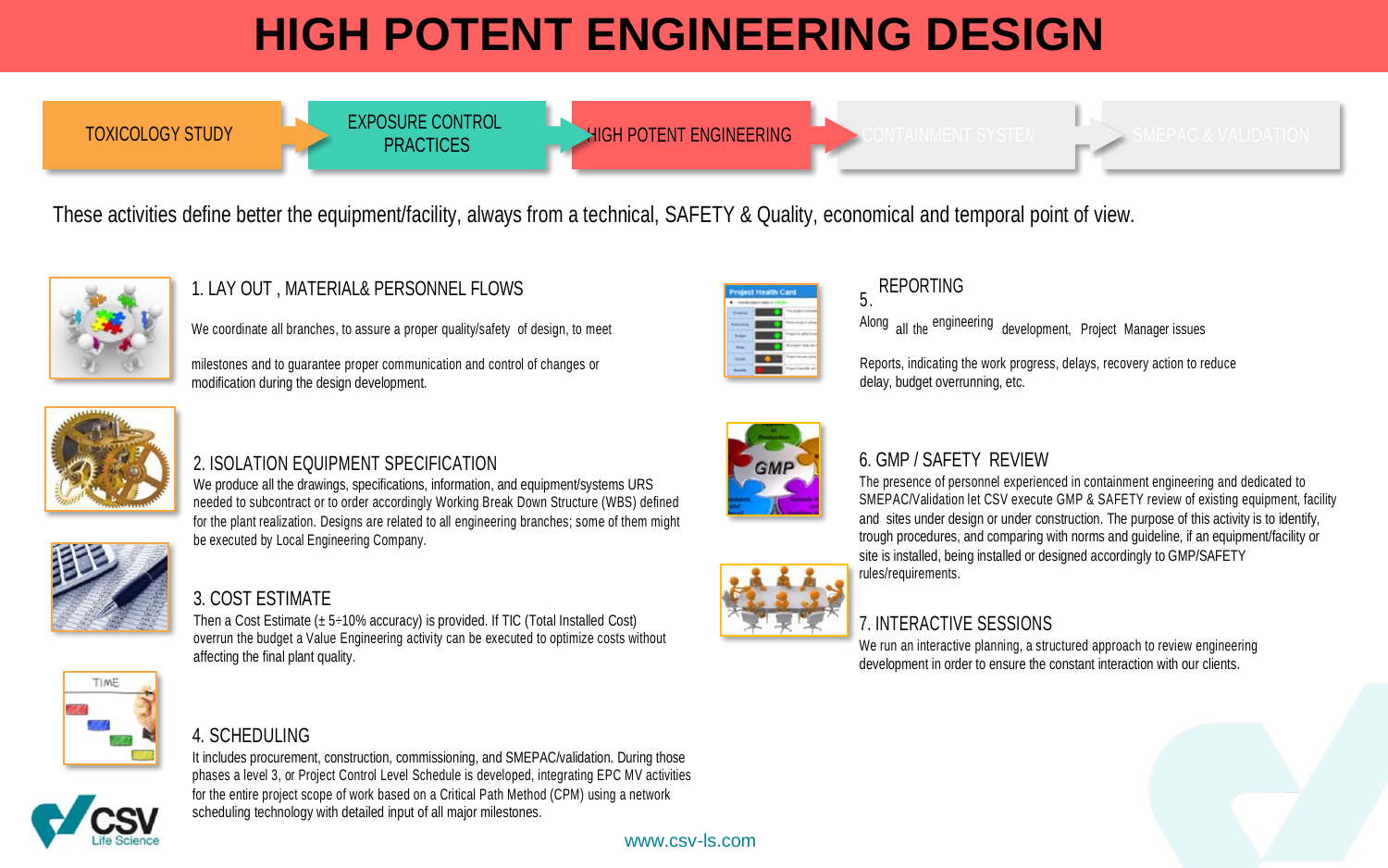# HIGH POTENT ENGINEERING DESIGN

TOXICOLOGY STUDY → EXPOSURE CONTROL PRACTICES → HIGH POTENT ENGINEERING → CONTAINMENT SYSTEM → SMEPAC & VALIDATION

These activities define better the equipment/facility, always from a technical, SAFETY & Quality, economical and temporal point of view.

### 1. LAY OUT , MATERIAL& PERSONNEL FLOWS

We coordinate all branches, to assure a proper quality/safety of design, to meet milestones and to guarantee proper communication and control of changes or modification during the design development.

### 2. ISOLATION EQUIPMENT SPECIFICATION

We produce all the drawings, specifications, information, and equipment/systems URS needed to subcontract or to order accordingly Working Break Down Structure (WBS) defined for the plant realization. Designs are related to all engineering branches; some of them might be executed by Local Engineering Company.

### 3. COST ESTIMATE

Then a Cost Estimate (± 5÷10% accuracy) is provided. If TIC (Total Installed Cost) overrun the budget a Value Engineering activity can be executed to optimize costs without affecting the final plant quality.

### 4. SCHEDULING

It includes procurement, construction, commissioning, and SMEPAC/validation. During those phases a level 3, or Project Control Level Schedule is developed, integrating EPC MV activities for the entire project scope of work based on a Critical Path Method (CPM) using a network scheduling technology with detailed input of all major milestones.

### 5. REPORTING

Along all the engineering development, Project Manager issues Reports, indicating the work progress, delays, recovery action to reduce delay, budget overrunning, etc.

### 6. GMP / SAFETY REVIEW

The presence of personnel experienced in containment engineering and dedicated to SMEPAC/Validation let CSV execute GMP & SAFETY review of existing equipment, facility and sites under design or under construction. The purpose of this activity is to identify, trough procedures, and comparing with norms and guideline, if an equipment/facility or site is installed, being installed or designed accordingly to GMP/SAFETY rules/requirements.

### 7. INTERACTIVE SESSIONS

We run an interactive planning, a structured approach to review engineering development in order to ensure the constant interaction with our clients.

CSV Life Science

www.csv-ls.com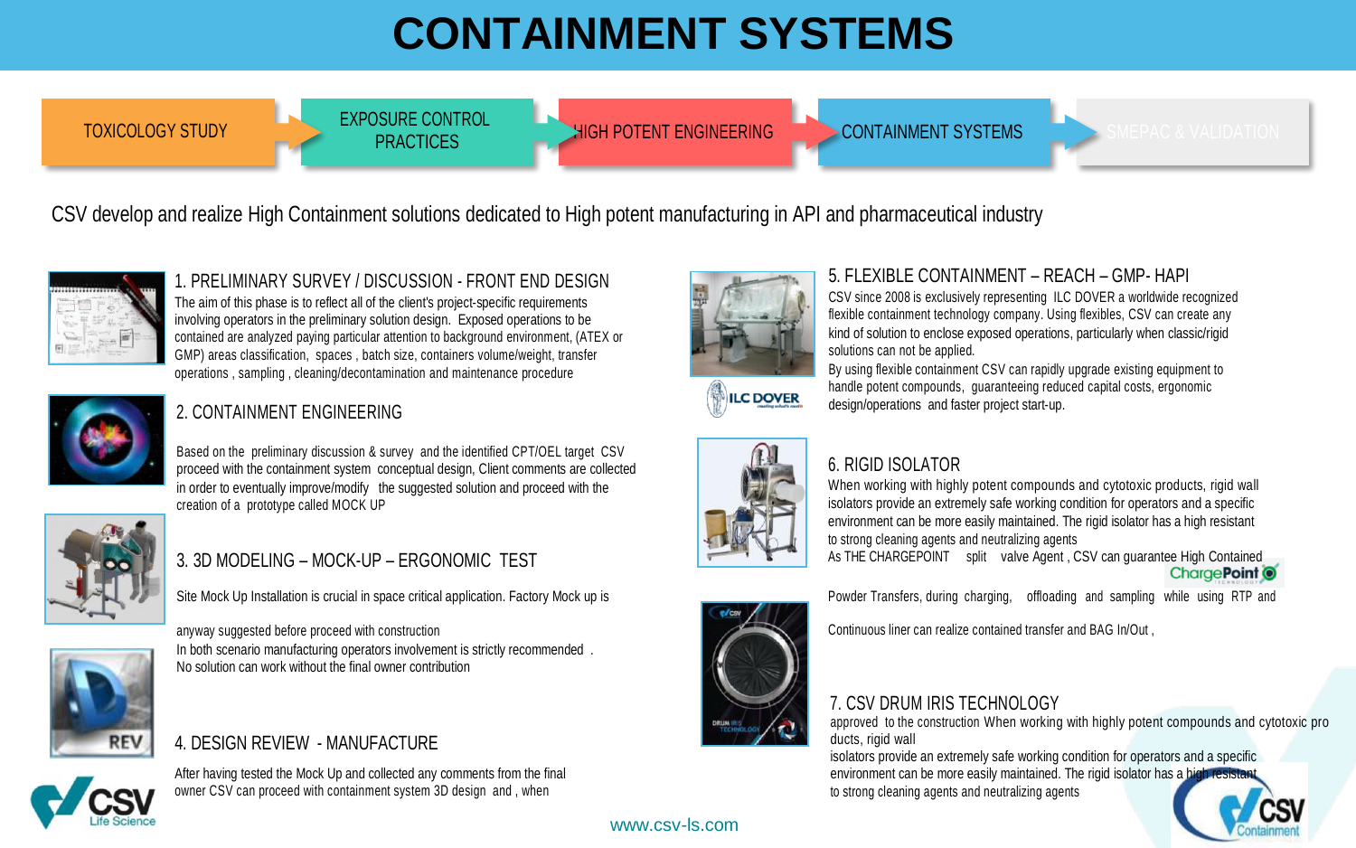# CONTAINMENT SYSTEMS

TOXICOLOGY STUDY → EXPOSURE CONTROL PRACTICES → HIGH POTENT ENGINEERING → CONTAINMENT SYSTEMS → SMEPAC & VALIDATION

CSV develop and realize High Containment solutions dedicated to High potent manufacturing in API and pharmaceutical industry

## 1. PRELIMINARY SURVEY / DISCUSSION - FRONT END DESIGN

The aim of this phase is to reflect all of the client's project-specific requirements involving operators in the preliminary solution design. Exposed operations to be contained are analyzed paying particular attention to background environment, (ATEX or GMP) areas classification, spaces , batch size, containers volume/weight, transfer operations , sampling , cleaning/decontamination and maintenance procedure

## 2. CONTAINMENT ENGINEERING

Based on the preliminary discussion & survey and the identified CPT/OEL target CSV proceed with the containment system conceptual design, Client comments are collected in order to eventually improve/modify the suggested solution and proceed with the creation of a prototype called MOCK UP

## 3. 3D MODELING – MOCK-UP – ERGONOMIC TEST

Site Mock Up Installation is crucial in space critical application. Factory Mock up is anyway suggested before proceed with construction

In both scenario manufacturing operators involvement is strictly recommended .

No solution can work without the final owner contribution

## 4. DESIGN REVIEW - MANUFACTURE

After having tested the Mock Up and collected any comments from the final owner CSV can proceed with containment system 3D design and , when

## 5. FLEXIBLE CONTAINMENT – REACH – GMP- HAPI

CSV since 2008 is exclusively representing ILC DOVER a worldwide recognized flexible containment technology company. Using flexibles, CSV can create any kind of solution to enclose exposed operations, particularly when classic/rigid solutions can not be applied.

By using flexible containment CSV can rapidly upgrade existing equipment to handle potent compounds, guaranteeing reduced capital costs, ergonomic design/operations and faster project start-up.

## 6. RIGID ISOLATOR

When working with highly potent compounds and cytotoxic products, rigid wall isolators provide an extremely safe working condition for operators and a specific environment can be more easily maintained. The rigid isolator has a high resistant to strong cleaning agents and neutralizing agents

As THE CHARGEPOINT split valve Agent , CSV can guarantee High Contained Powder Transfers, during charging, offloading and sampling while using RTP and Continuous liner can realize contained transfer and BAG In/Out ,

## 7. CSV DRUM IRIS TECHNOLOGY

approved to the construction When working with highly potent compounds and cytotoxic products, rigid wall isolators provide an extremely safe working condition for operators and a specific environment can be more easily maintained. The rigid isolator has a high resistant to strong cleaning agents and neutralizing agents

www.csv-ls.com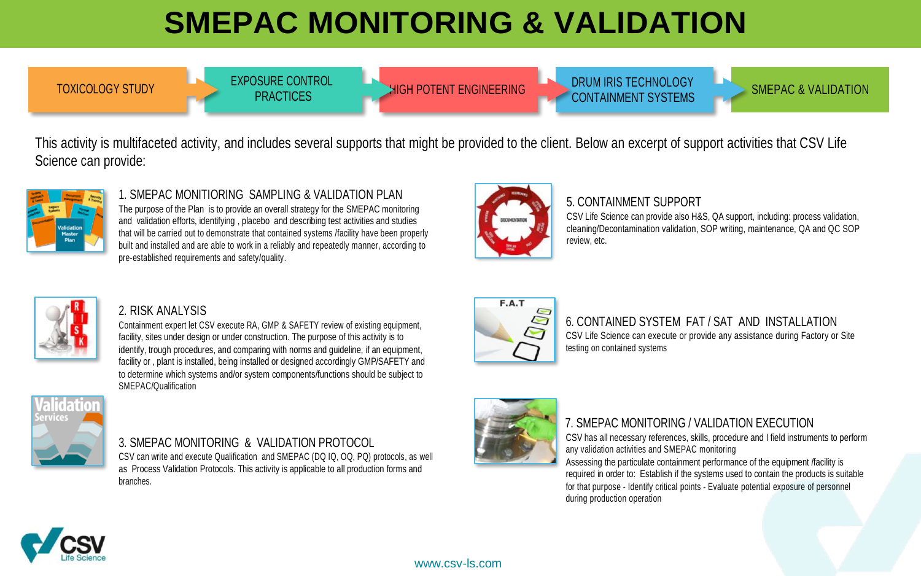# SMEPAC MONITORING & VALIDATION

TOXICOLOGY STUDY → EXPOSURE CONTROL PRACTICES → HIGH POTENT ENGINEERING → DRUM IRIS TECHNOLOGY CONTAINMENT SYSTEMS → SMEPAC & VALIDATION

This activity is multifaceted activity, and includes several supports that might be provided to the client. Below an excerpt of support activities that CSV Life Science can provide:

### 1. SMEPAC MONITIORING SAMPLING & VALIDATION PLAN

The purpose of the Plan is to provide an overall strategy for the SMEPAC monitoring and validation efforts, identifying , placebo and describing test activities and studies that will be carried out to demonstrate that contained systems /facility have been properly built and installed and are able to work in a reliably and repeatedly manner, according to pre-established requirements and safety/quality.

### 2. RISK ANALYSIS

Containment expert let CSV execute RA, GMP & SAFETY review of existing equipment, facility, sites under design or under construction. The purpose of this activity is to identify, trough procedures, and comparing with norms and guideline, if an equipment, facility or , plant is installed, being installed or designed accordingly GMP/SAFETY and to determine which systems and/or system components/functions should be subject to SMEPAC/Qualification

### 3. SMEPAC MONITORING & VALIDATION PROTOCOL

CSV can write and execute Qualification and SMEPAC (DQ IQ, OQ, PQ) protocols, as well as Process Validation Protocols. This activity is applicable to all production forms and branches.

### 5. CONTAINMENT SUPPORT

CSV Life Science can provide also H&S, QA support, including: process validation, cleaning/Decontamination validation, SOP writing, maintenance, QA and QC SOP review, etc.

### 6. CONTAINED SYSTEM FAT / SAT AND INSTALLATION

CSV Life Science can execute or provide any assistance during Factory or Site testing on contained systems

### 7. SMEPAC MONITORING / VALIDATION EXECUTION

CSV has all necessary references, skills, procedure and I field instruments to perform any validation activities and SMEPAC monitoring

Assessing the particulate containment performance of the equipment /facility is required in order to: Establish if the systems used to contain the products is suitable for that purpose - Identify critical points - Evaluate potential exposure of personnel during production operation

www.csv-ls.com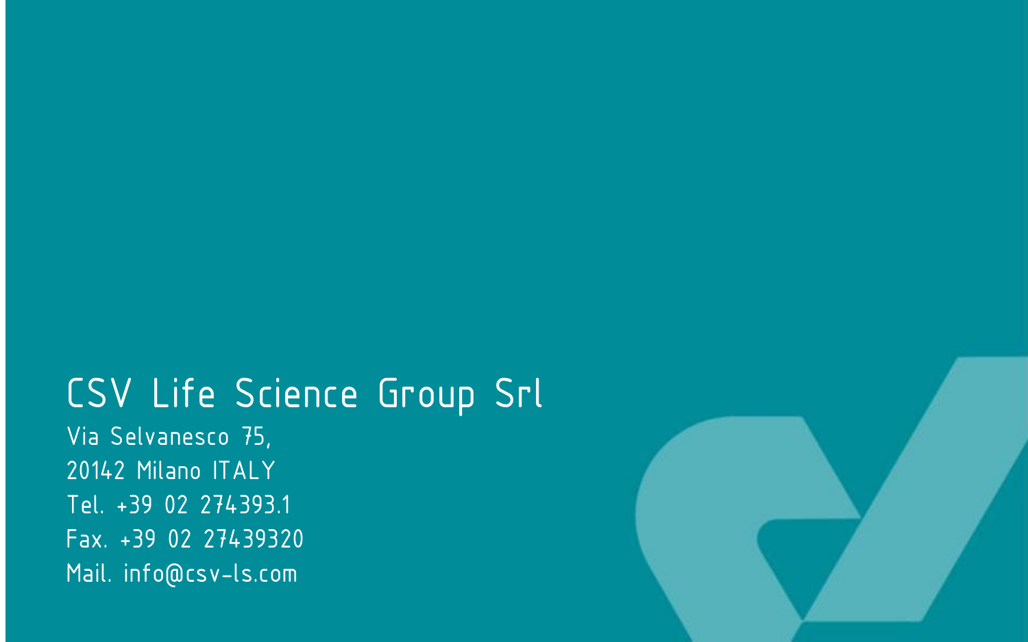# CSV Life Science Group Srl

Via Selvanesco 75,
20142 Milano ITALY
Tel. +39 02 274393.1
Fax. +39 02 27439320
Mail. info@csv-ls.com